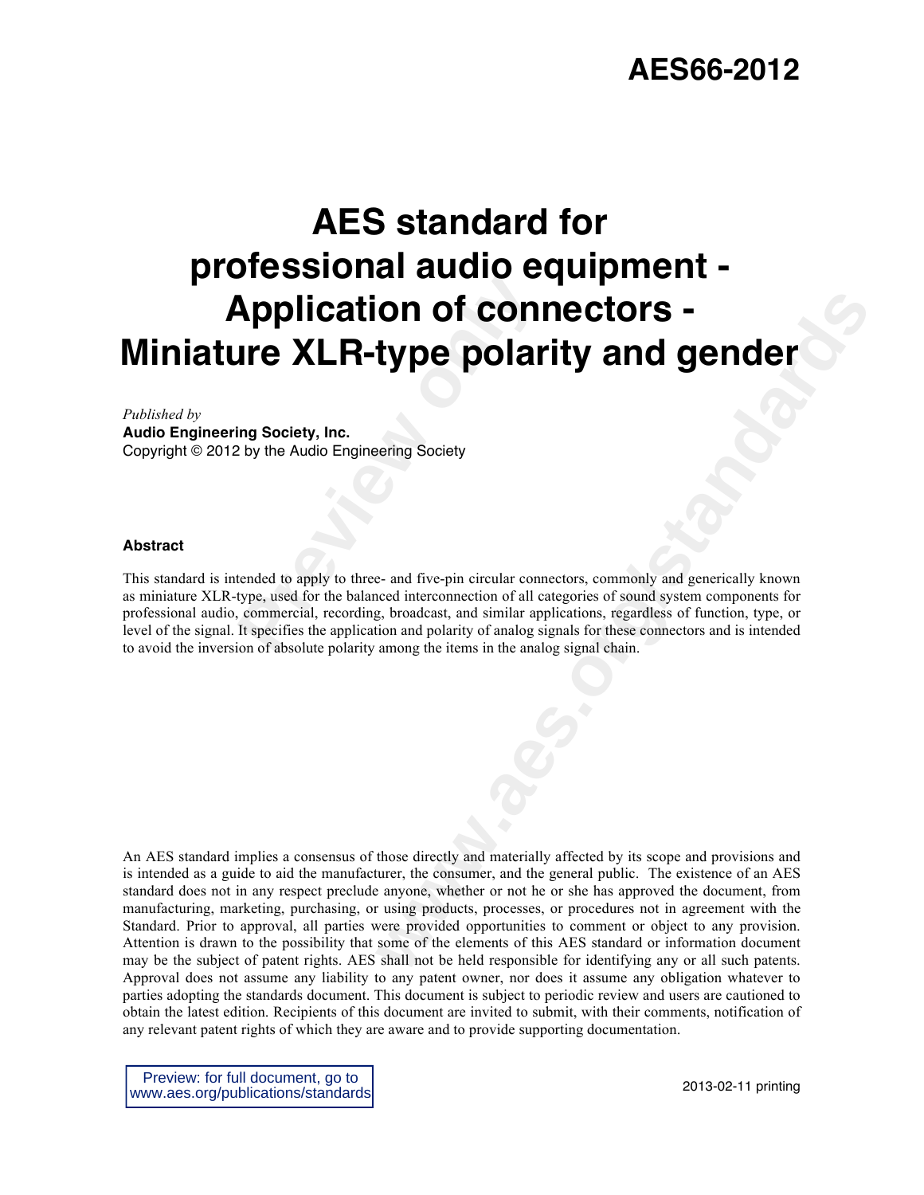# AES66-2012

# AES standard for professional audio equipment - Application of connectors - Miniature XLR-type polarity and gender

*Published by*
**Audio Engineering Society, Inc.**
Copyright © 2012 by the Audio Engineering Society

**Abstract**

This standard is intended to apply to three- and five-pin circular connectors, commonly and generically known as miniature XLR-type, used for the balanced interconnection of all categories of sound system components for professional audio, commercial, recording, broadcast, and similar applications, regardless of function, type, or level of the signal. It specifies the application and polarity of analog signals for these connectors and is intended to avoid the inversion of absolute polarity among the items in the analog signal chain.

An AES standard implies a consensus of those directly and materially affected by its scope and provisions and is intended as a guide to aid the manufacturer, the consumer, and the general public. The existence of an AES standard does not in any respect preclude anyone, whether or not he or she has approved the document, from manufacturing, marketing, purchasing, or using products, processes, or procedures not in agreement with the Standard. Prior to approval, all parties were provided opportunities to comment or object to any provision. Attention is drawn to the possibility that some of the elements of this AES standard or information document may be the subject of patent rights. AES shall not be held responsible for identifying any or all such patents. Approval does not assume any liability to any patent owner, nor does it assume any obligation whatever to parties adopting the standards document. This document is subject to periodic review and users are cautioned to obtain the latest edition. Recipients of this document are invited to submit, with their comments, notification of any relevant patent rights of which they are aware and to provide supporting documentation.

Preview: for full document, go to www.aes.org/publications/standards

2013-02-11 printing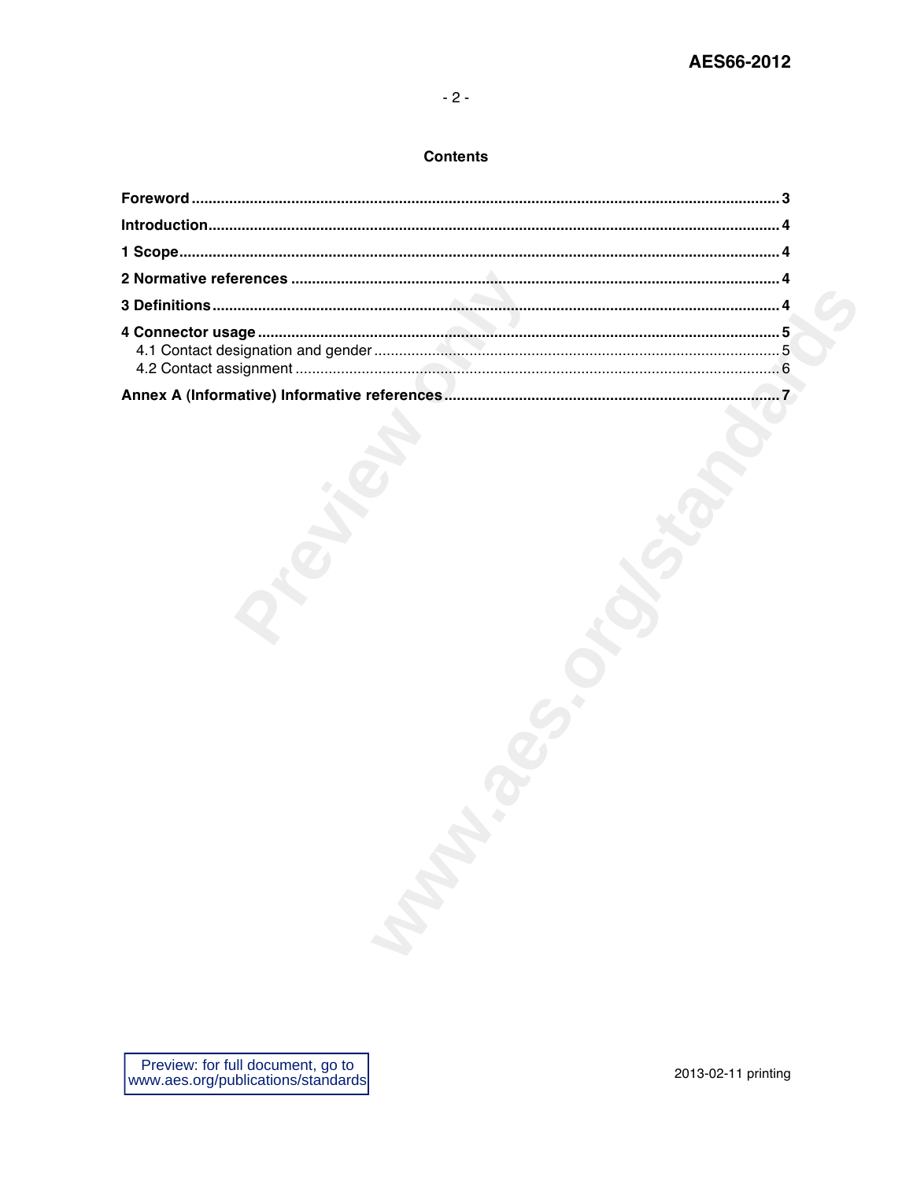## Contents

**Foreword** .......... 3

**Introduction** .......... 4

**1 Scope** .......... 4

**2 Normative references** .......... 4

**3 Definitions** .......... 4

**4 Connector usage** .......... 5

- 4.1 Contact designation and gender .......... 5
- 4.2 Contact assignment .......... 6

**Annex A (Informative) Informative references** .......... 7

Preview: for full document, go to www.aes.org/publications/standards

2013-02-11 printing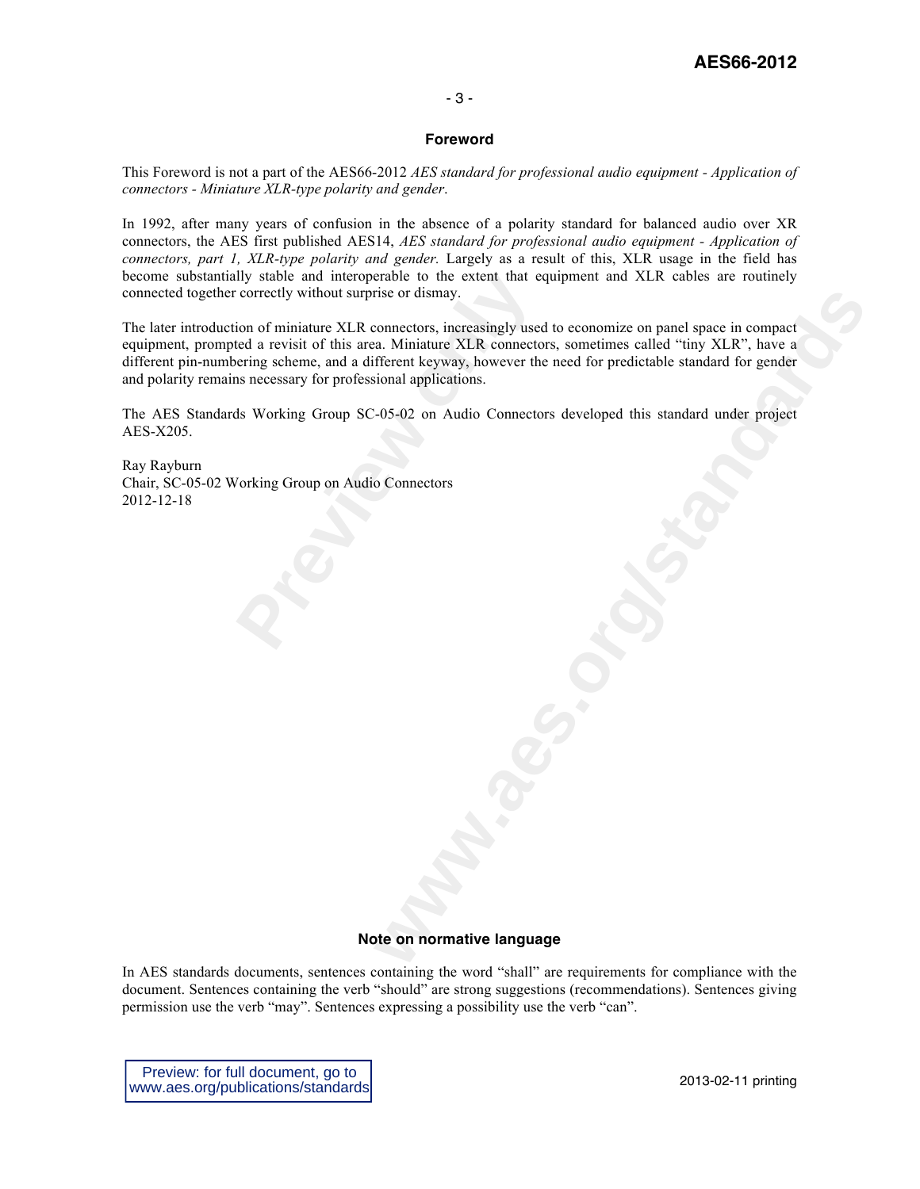## Foreword

This Foreword is not a part of the AES66-2012 *AES standard for professional audio equipment - Application of connectors - Miniature XLR-type polarity and gender*.

In 1992, after many years of confusion in the absence of a polarity standard for balanced audio over XR connectors, the AES first published AES14, *AES standard for professional audio equipment - Application of connectors, part 1, XLR-type polarity and gender.* Largely as a result of this, XLR usage in the field has become substantially stable and interoperable to the extent that equipment and XLR cables are routinely connected together correctly without surprise or dismay.

The later introduction of miniature XLR connectors, increasingly used to economize on panel space in compact equipment, prompted a revisit of this area. Miniature XLR connectors, sometimes called "tiny XLR", have a different pin-numbering scheme, and a different keyway, however the need for predictable standard for gender and polarity remains necessary for professional applications.

The AES Standards Working Group SC-05-02 on Audio Connectors developed this standard under project AES-X205.

Ray Rayburn
Chair, SC-05-02 Working Group on Audio Connectors
2012-12-18

## Note on normative language

In AES standards documents, sentences containing the word "shall" are requirements for compliance with the document. Sentences containing the verb "should" are strong suggestions (recommendations). Sentences giving permission use the verb "may". Sentences expressing a possibility use the verb "can".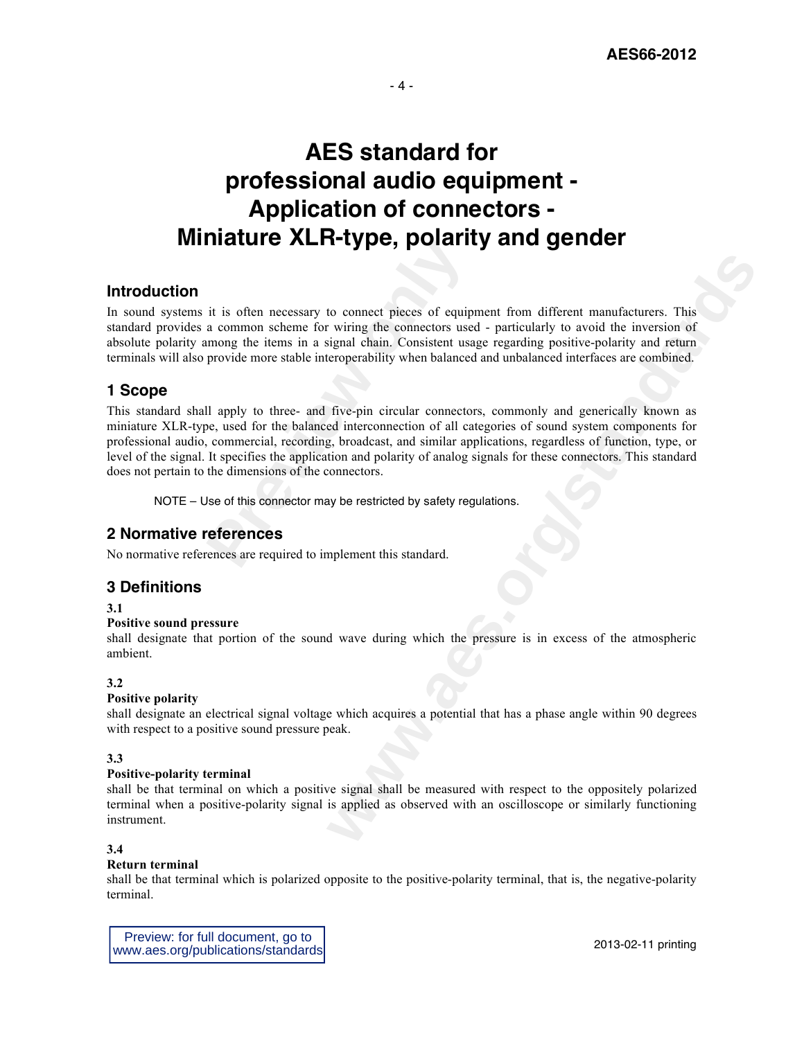# AES standard for professional audio equipment - Application of connectors - Miniature XLR-type, polarity and gender

## Introduction

In sound systems it is often necessary to connect pieces of equipment from different manufacturers. This standard provides a common scheme for wiring the connectors used - particularly to avoid the inversion of absolute polarity among the items in a signal chain. Consistent usage regarding positive-polarity and return terminals will also provide more stable interoperability when balanced and unbalanced interfaces are combined.

## 1 Scope

This standard shall apply to three- and five-pin circular connectors, commonly and generically known as miniature XLR-type, used for the balanced interconnection of all categories of sound system components for professional audio, commercial, recording, broadcast, and similar applications, regardless of function, type, or level of the signal. It specifies the application and polarity of analog signals for these connectors. This standard does not pertain to the dimensions of the connectors.

NOTE – Use of this connector may be restricted by safety regulations.

## 2 Normative references

No normative references are required to implement this standard.

## 3 Definitions

**3.1**

**Positive sound pressure**

shall designate that portion of the sound wave during which the pressure is in excess of the atmospheric ambient.

**3.2**

**Positive polarity**

shall designate an electrical signal voltage which acquires a potential that has a phase angle within 90 degrees with respect to a positive sound pressure peak.

**3.3**

**Positive-polarity terminal**

shall be that terminal on which a positive signal shall be measured with respect to the oppositely polarized terminal when a positive-polarity signal is applied as observed with an oscilloscope or similarly functioning instrument.

**3.4**

**Return terminal**

shall be that terminal which is polarized opposite to the positive-polarity terminal, that is, the negative-polarity terminal.

Preview: for full document, go to www.aes.org/publications/standards